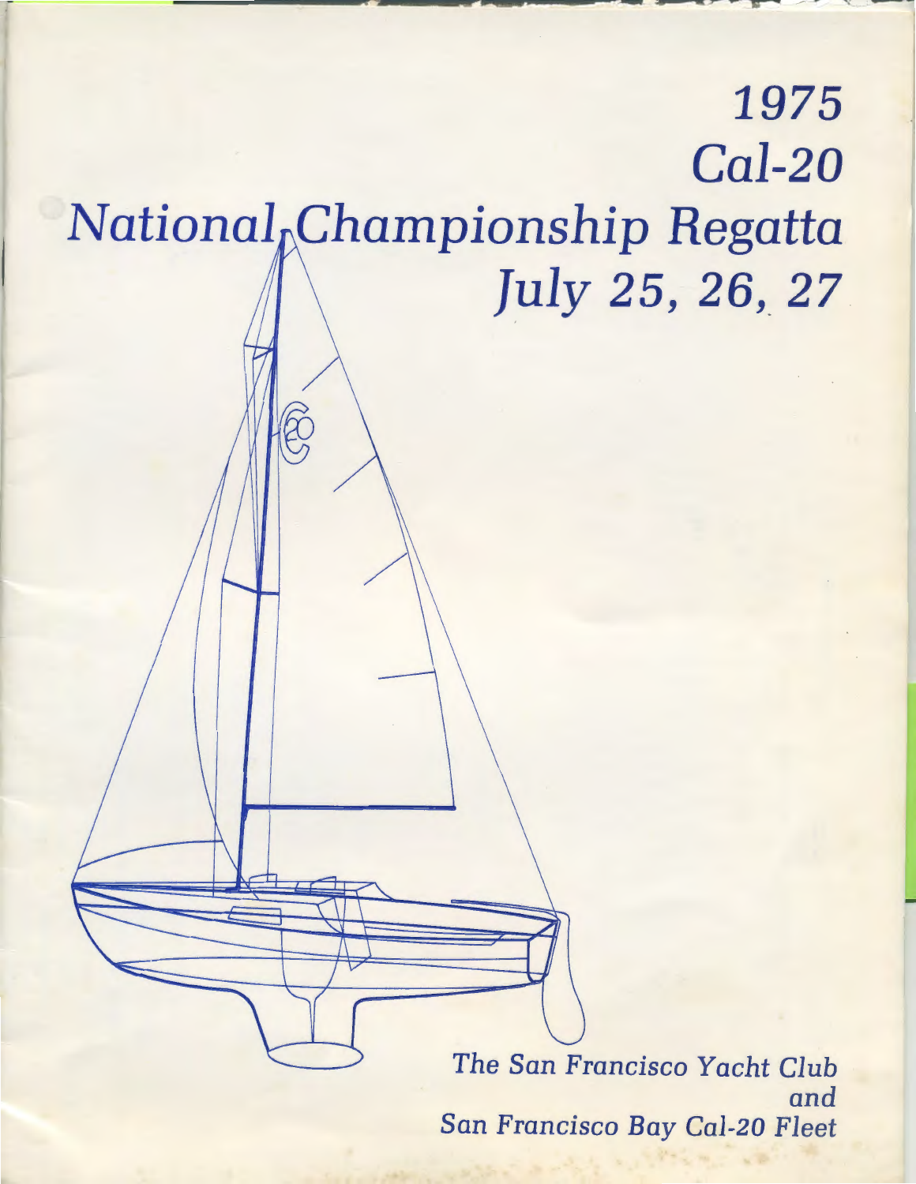# 1975
# Cal-20
# National Championship Regatta
## July 25, 26, 27

*The San Francisco Yacht Club*
*and*
*San Francisco Bay Cal-20 Fleet*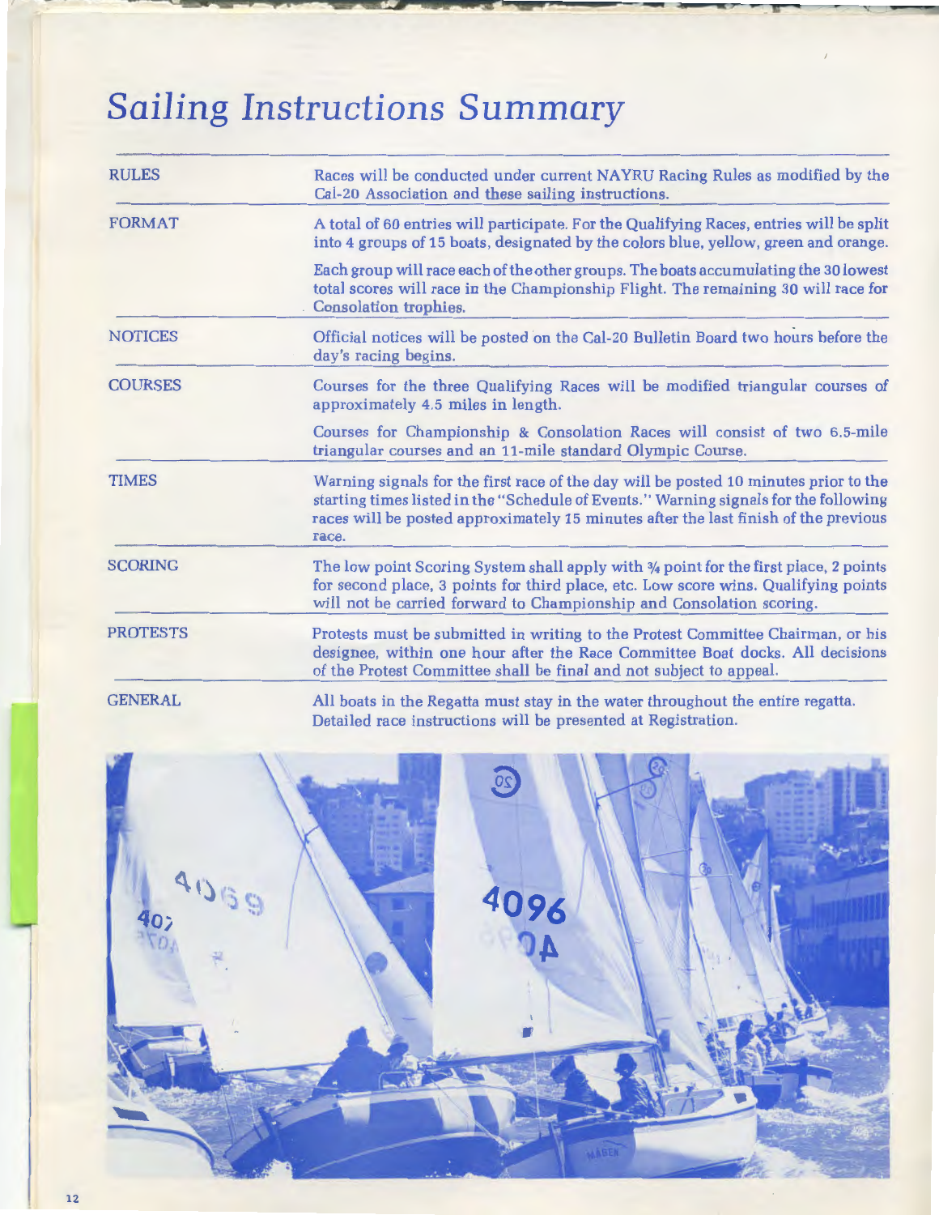# *Sailing Instructions Summary*

| | |
|---|---|
| RULES | Races will be conducted under current NAYRU Racing Rules as modified by the Cal-20 Association and these sailing instructions. |
| FORMAT | A total of 60 entries will participate. For the Qualifying Races, entries will be split into 4 groups of 15 boats, designated by the colors blue, yellow, green and orange. Each group will race each of the other groups. The boats accumulating the 30 lowest total scores will race in the Championship Flight. The remaining 30 will race for Consolation trophies. |
| NOTICES | Official notices will be posted on the Cal-20 Bulletin Board two hours before the day's racing begins. |
| COURSES | Courses for the three Qualifying Races will be modified triangular courses of approximately 4.5 miles in length. Courses for Championship & Consolation Races will consist of two 6.5-mile triangular courses and an 11-mile standard Olympic Course. |
| TIMES | Warning signals for the first race of the day will be posted 10 minutes prior to the starting times listed in the "Schedule of Events." Warning signals for the following races will be posted approximately 15 minutes after the last finish of the previous race. |
| SCORING | The low point Scoring System shall apply with ¾ point for the first place, 2 points for second place, 3 points for third place, etc. Low score wins. Qualifying points will not be carried forward to Championship and Consolation scoring. |
| PROTESTS | Protests must be submitted in writing to the Protest Committee Chairman, or his designee, within one hour after the Race Committee Boat docks. All decisions of the Protest Committee shall be final and not subject to appeal. |
| GENERAL | All boats in the Regatta must stay in the water throughout the entire regatta. Detailed race instructions will be presented at Registration. |